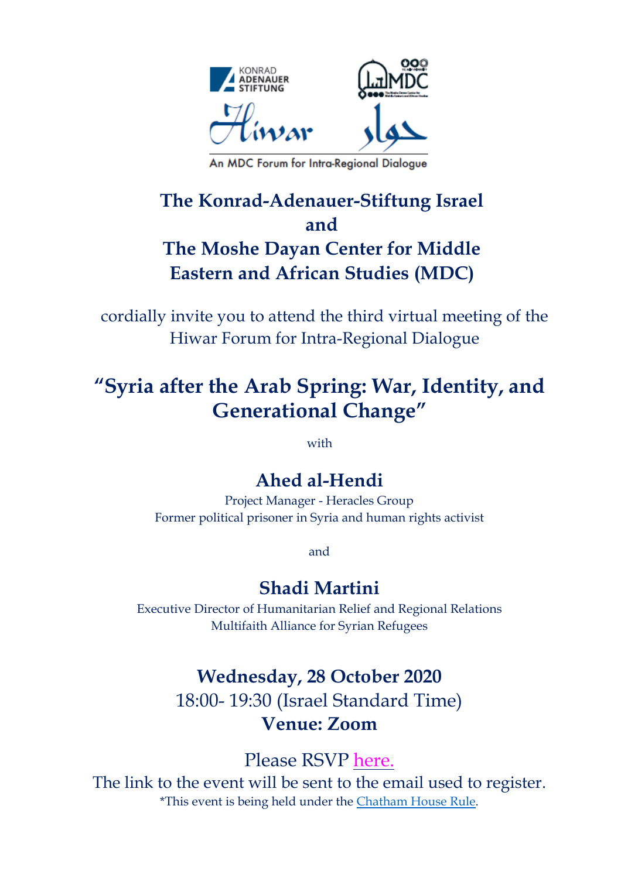KONRAD ADENAUER STIFTUNG

Hiwar حوار

An MDC Forum for Intra-Regional Dialogue

## The Konrad-Adenauer-Stiftung Israel
## and
## The Moshe Dayan Center for Middle Eastern and African Studies (MDC)

cordially invite you to attend the third virtual meeting of the Hiwar Forum for Intra-Regional Dialogue

# "Syria after the Arab Spring: War, Identity, and Generational Change"

with

## Ahed al-Hendi

Project Manager - Heracles Group
Former political prisoner in Syria and human rights activist

and

## Shadi Martini

Executive Director of Humanitarian Relief and Regional Relations
Multifaith Alliance for Syrian Refugees

**Wednesday, 28 October 2020**
18:00- 19:30 (Israel Standard Time)
**Venue: Zoom**

Please RSVP here.
The link to the event will be sent to the email used to register.
*This event is being held under the Chatham House Rule.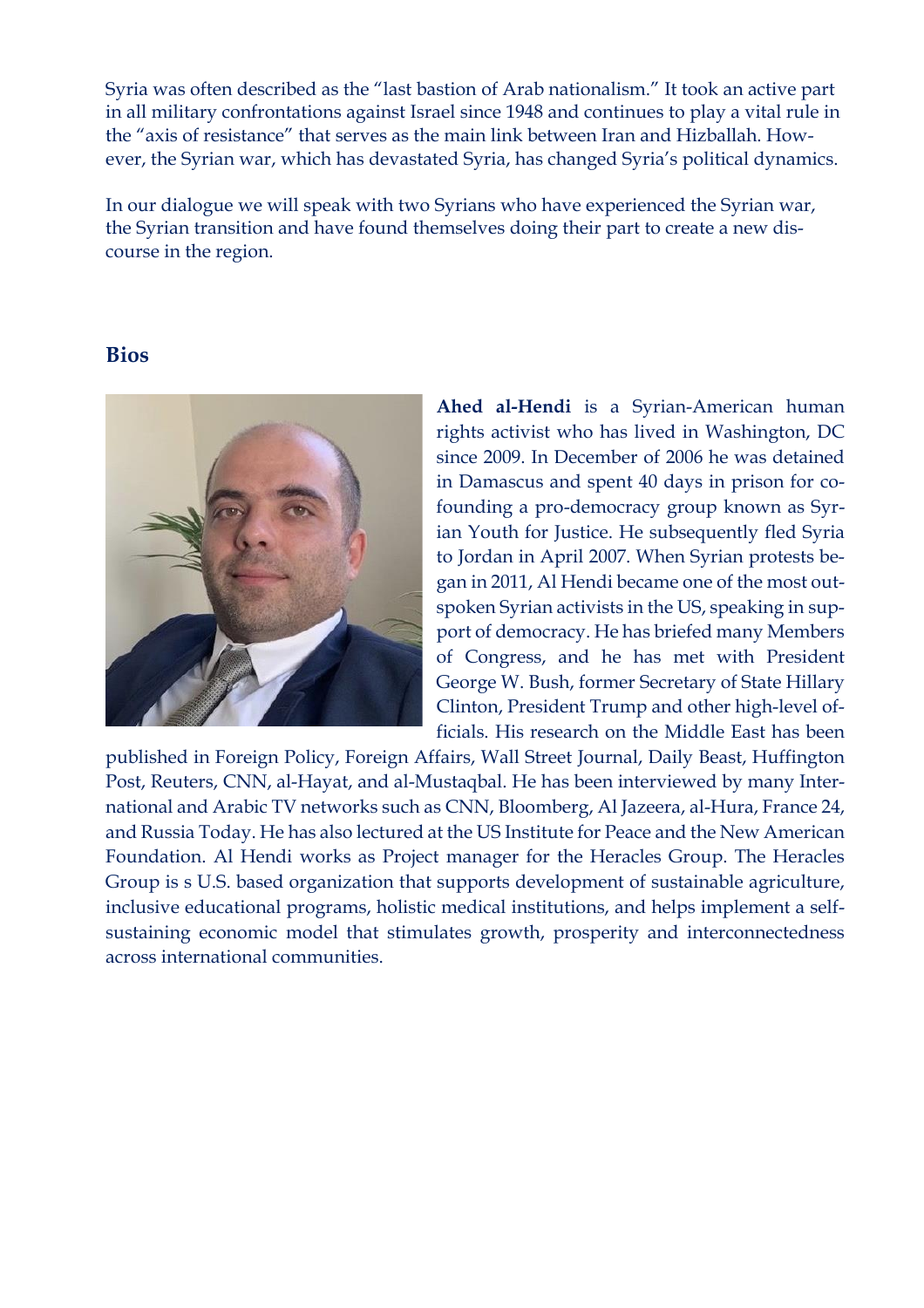Syria was often described as the "last bastion of Arab nationalism." It took an active part in all military confrontations against Israel since 1948 and continues to play a vital rule in the "axis of resistance" that serves as the main link between Iran and Hizballah. However, the Syrian war, which has devastated Syria, has changed Syria's political dynamics.

In our dialogue we will speak with two Syrians who have experienced the Syrian war, the Syrian transition and have found themselves doing their part to create a new discourse in the region.

## Bios

**Ahed al-Hendi** is a Syrian-American human rights activist who has lived in Washington, DC since 2009. In December of 2006 he was detained in Damascus and spent 40 days in prison for co-founding a pro-democracy group known as Syrian Youth for Justice. He subsequently fled Syria to Jordan in April 2007. When Syrian protests began in 2011, Al Hendi became one of the most outspoken Syrian activists in the US, speaking in support of democracy. He has briefed many Members of Congress, and he has met with President George W. Bush, former Secretary of State Hillary Clinton, President Trump and other high-level officials. His research on the Middle East has been published in Foreign Policy, Foreign Affairs, Wall Street Journal, Daily Beast, Huffington Post, Reuters, CNN, al-Hayat, and al-Mustaqbal. He has been interviewed by many International and Arabic TV networks such as CNN, Bloomberg, Al Jazeera, al-Hura, France 24, and Russia Today. He has also lectured at the US Institute for Peace and the New American Foundation. Al Hendi works as Project manager for the Heracles Group. The Heracles Group is s U.S. based organization that supports development of sustainable agriculture, inclusive educational programs, holistic medical institutions, and helps implement a self-sustaining economic model that stimulates growth, prosperity and interconnectedness across international communities.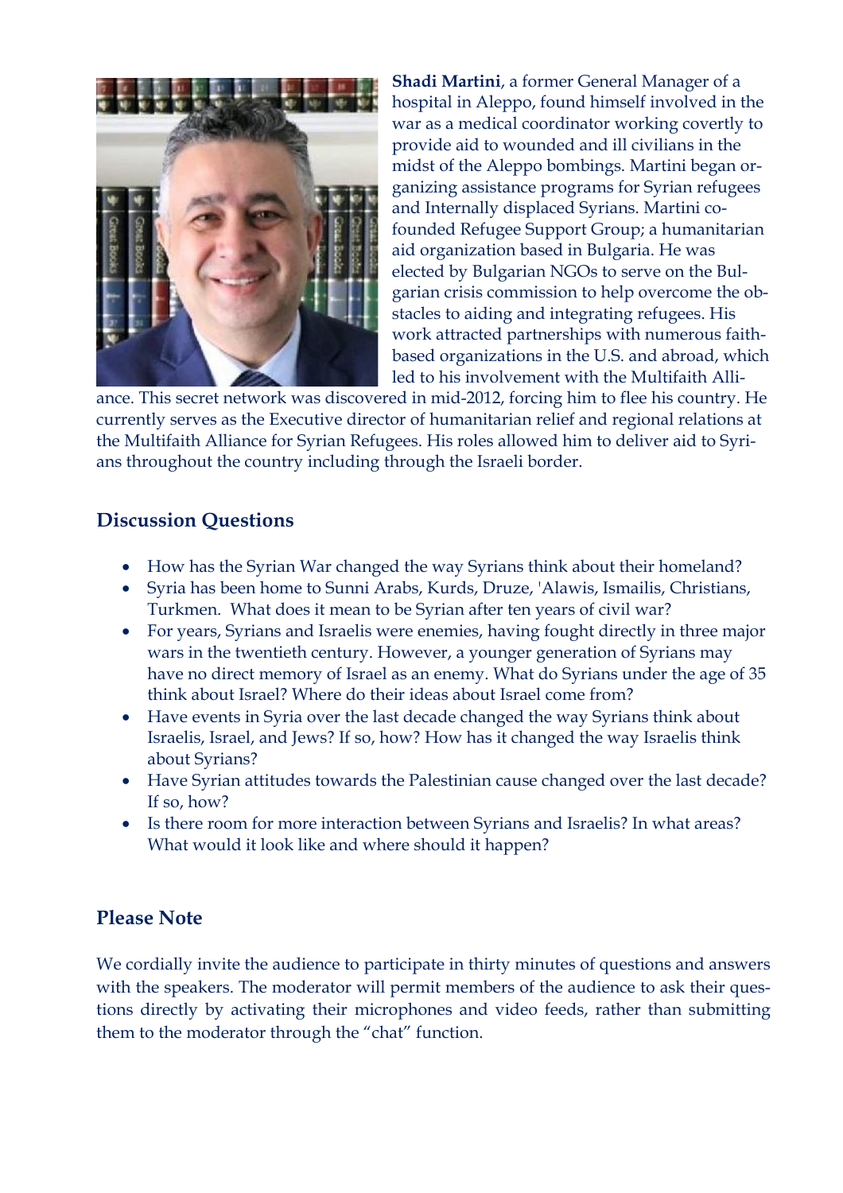**Shadi Martini**, a former General Manager of a hospital in Aleppo, found himself involved in the war as a medical coordinator working covertly to provide aid to wounded and ill civilians in the midst of the Aleppo bombings. Martini began organizing assistance programs for Syrian refugees and Internally displaced Syrians. Martini co-founded Refugee Support Group; a humanitarian aid organization based in Bulgaria. He was elected by Bulgarian NGOs to serve on the Bulgarian crisis commission to help overcome the obstacles to aiding and integrating refugees. His work attracted partnerships with numerous faith-based organizations in the U.S. and abroad, which led to his involvement with the Multifaith Alliance. This secret network was discovered in mid-2012, forcing him to flee his country. He currently serves as the Executive director of humanitarian relief and regional relations at the Multifaith Alliance for Syrian Refugees. His roles allowed him to deliver aid to Syrians throughout the country including through the Israeli border.

## Discussion Questions

- How has the Syrian War changed the way Syrians think about their homeland?
- Syria has been home to Sunni Arabs, Kurds, Druze, 'Alawis, Ismailis, Christians, Turkmen. What does it mean to be Syrian after ten years of civil war?
- For years, Syrians and Israelis were enemies, having fought directly in three major wars in the twentieth century. However, a younger generation of Syrians may have no direct memory of Israel as an enemy. What do Syrians under the age of 35 think about Israel? Where do their ideas about Israel come from?
- Have events in Syria over the last decade changed the way Syrians think about Israelis, Israel, and Jews? If so, how? How has it changed the way Israelis think about Syrians?
- Have Syrian attitudes towards the Palestinian cause changed over the last decade? If so, how?
- Is there room for more interaction between Syrians and Israelis? In what areas? What would it look like and where should it happen?

## Please Note

We cordially invite the audience to participate in thirty minutes of questions and answers with the speakers. The moderator will permit members of the audience to ask their questions directly by activating their microphones and video feeds, rather than submitting them to the moderator through the "chat" function.